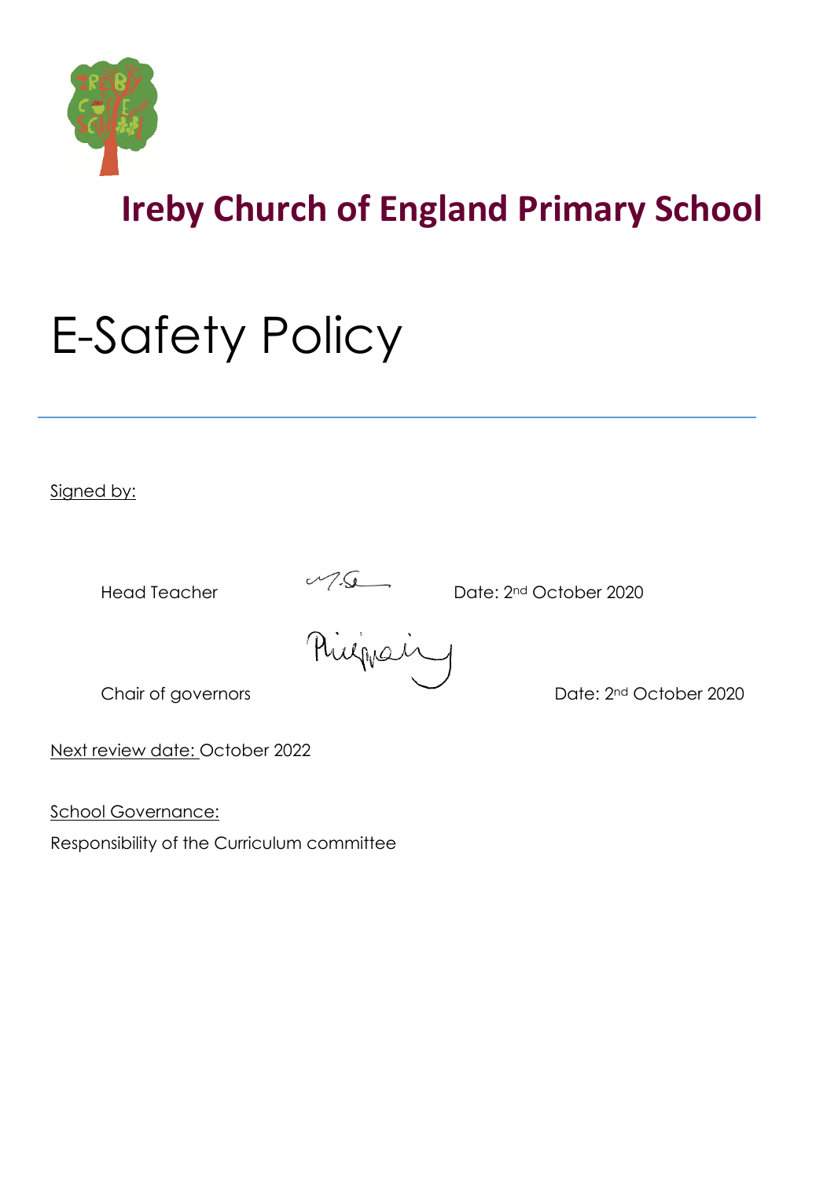# Ireby Church of England Primary School

# E-Safety Policy

---

Signed by:

Head Teacher Date: 2nd October 2020

Chair of governors Date: 2nd October 2020

Next review date: October 2022

School Governance:

Responsibility of the Curriculum committee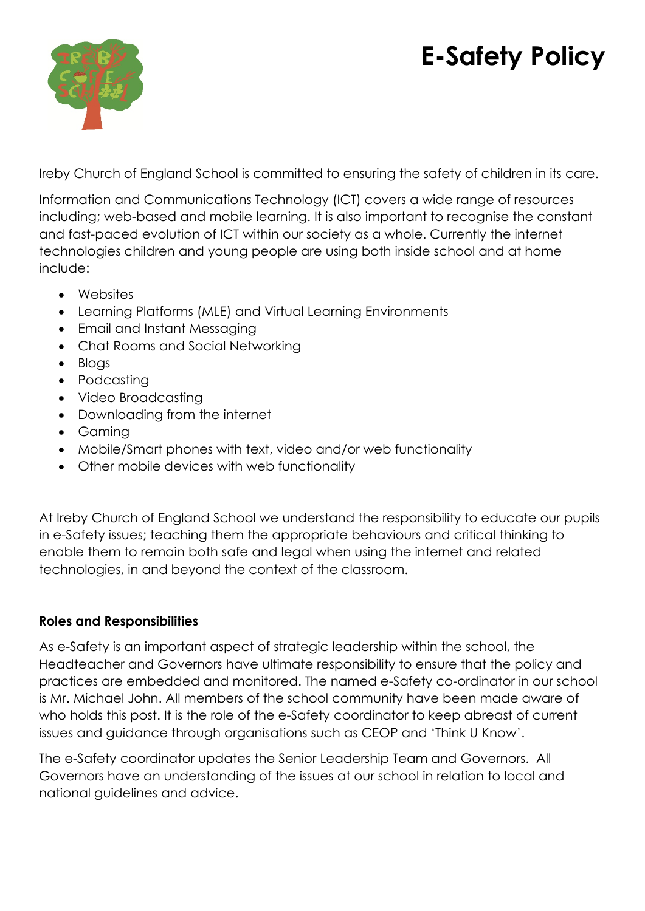# E-Safety Policy

Ireby Church of England School is committed to ensuring the safety of children in its care.

Information and Communications Technology (ICT) covers a wide range of resources including; web-based and mobile learning. It is also important to recognise the constant and fast-paced evolution of ICT within our society as a whole. Currently the internet technologies children and young people are using both inside school and at home include:

- Websites
- Learning Platforms (MLE) and Virtual Learning Environments
- Email and Instant Messaging
- Chat Rooms and Social Networking
- Blogs
- Podcasting
- Video Broadcasting
- Downloading from the internet
- Gaming
- Mobile/Smart phones with text, video and/or web functionality
- Other mobile devices with web functionality

At Ireby Church of England School we understand the responsibility to educate our pupils in e-Safety issues; teaching them the appropriate behaviours and critical thinking to enable them to remain both safe and legal when using the internet and related technologies, in and beyond the context of the classroom.

**Roles and Responsibilities**

As e-Safety is an important aspect of strategic leadership within the school, the Headteacher and Governors have ultimate responsibility to ensure that the policy and practices are embedded and monitored. The named e-Safety co-ordinator in our school is Mr. Michael John. All members of the school community have been made aware of who holds this post. It is the role of the e-Safety coordinator to keep abreast of current issues and guidance through organisations such as CEOP and 'Think U Know'.

The e-Safety coordinator updates the Senior Leadership Team and Governors. All Governors have an understanding of the issues at our school in relation to local and national guidelines and advice.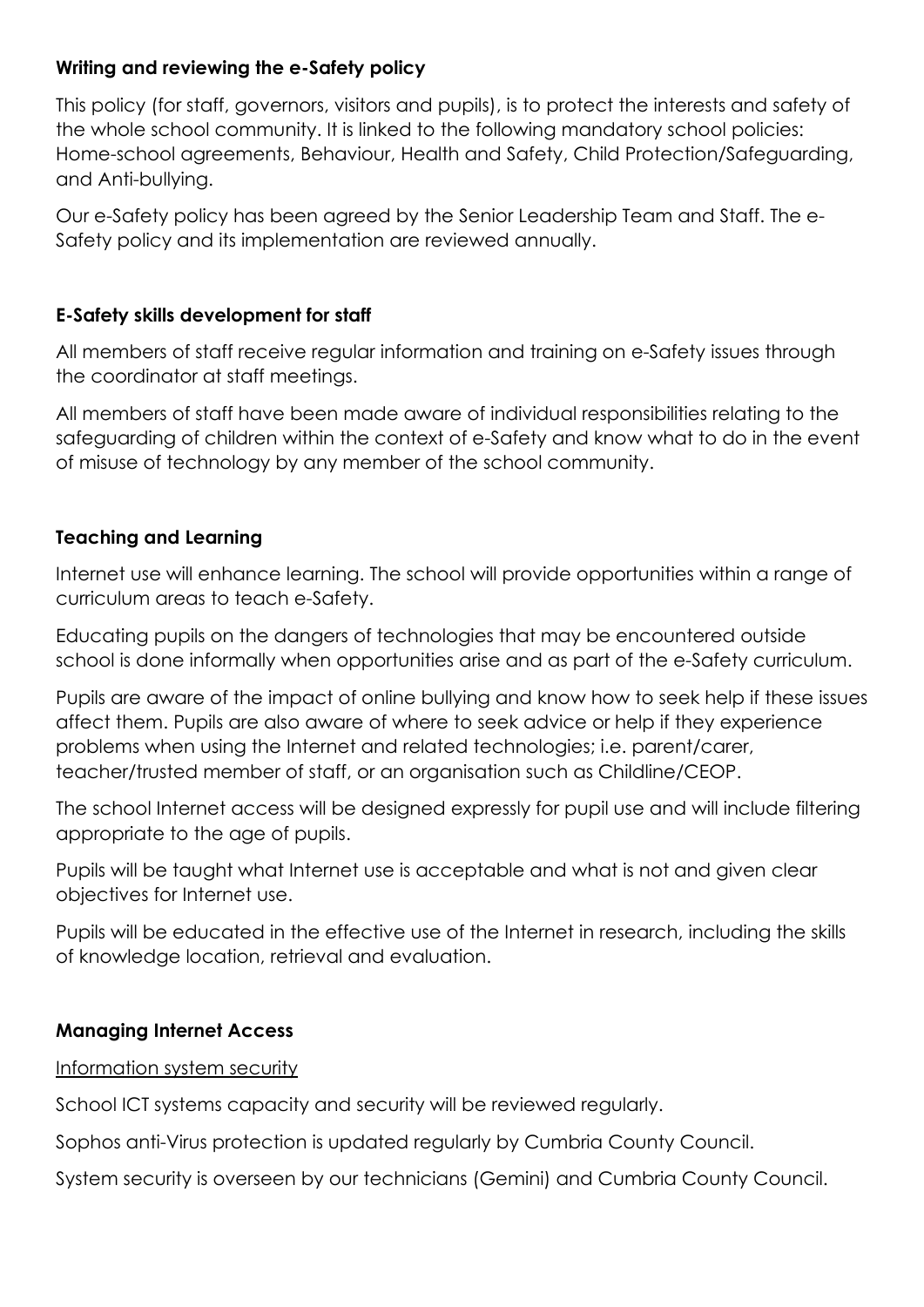## Writing and reviewing the e-Safety policy

This policy (for staff, governors, visitors and pupils), is to protect the interests and safety of the whole school community. It is linked to the following mandatory school policies: Home-school agreements, Behaviour, Health and Safety, Child Protection/Safeguarding, and Anti-bullying.

Our e-Safety policy has been agreed by the Senior Leadership Team and Staff. The e-Safety policy and its implementation are reviewed annually.

## E-Safety skills development for staff

All members of staff receive regular information and training on e-Safety issues through the coordinator at staff meetings.

All members of staff have been made aware of individual responsibilities relating to the safeguarding of children within the context of e-Safety and know what to do in the event of misuse of technology by any member of the school community.

## Teaching and Learning

Internet use will enhance learning. The school will provide opportunities within a range of curriculum areas to teach e-Safety.

Educating pupils on the dangers of technologies that may be encountered outside school is done informally when opportunities arise and as part of the e-Safety curriculum.

Pupils are aware of the impact of online bullying and know how to seek help if these issues affect them. Pupils are also aware of where to seek advice or help if they experience problems when using the Internet and related technologies; i.e. parent/carer, teacher/trusted member of staff, or an organisation such as Childline/CEOP.

The school Internet access will be designed expressly for pupil use and will include filtering appropriate to the age of pupils.

Pupils will be taught what Internet use is acceptable and what is not and given clear objectives for Internet use.

Pupils will be educated in the effective use of the Internet in research, including the skills of knowledge location, retrieval and evaluation.

## Managing Internet Access

<u>Information system security</u>

School ICT systems capacity and security will be reviewed regularly.

Sophos anti-Virus protection is updated regularly by Cumbria County Council.

System security is overseen by our technicians (Gemini) and Cumbria County Council.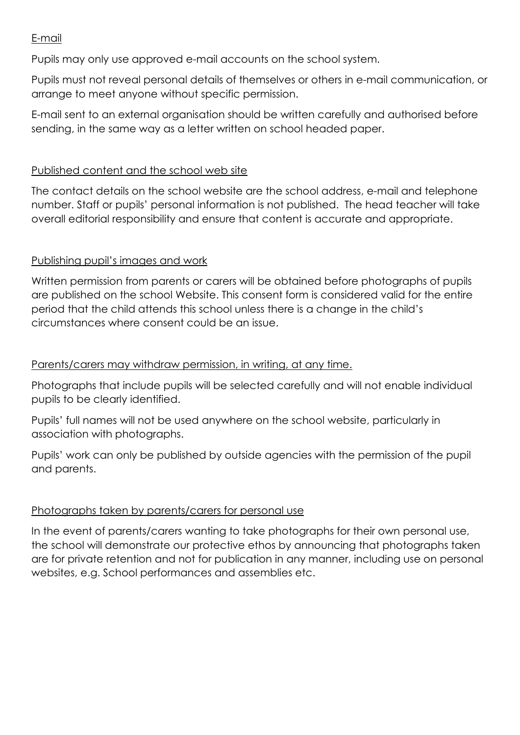## E-mail

Pupils may only use approved e-mail accounts on the school system.

Pupils must not reveal personal details of themselves or others in e-mail communication, or arrange to meet anyone without specific permission.

E-mail sent to an external organisation should be written carefully and authorised before sending, in the same way as a letter written on school headed paper.

## Published content and the school web site

The contact details on the school website are the school address, e-mail and telephone number. Staff or pupils' personal information is not published. The head teacher will take overall editorial responsibility and ensure that content is accurate and appropriate.

## Publishing pupil's images and work

Written permission from parents or carers will be obtained before photographs of pupils are published on the school Website. This consent form is considered valid for the entire period that the child attends this school unless there is a change in the child's circumstances where consent could be an issue.

## Parents/carers may withdraw permission, in writing, at any time.

Photographs that include pupils will be selected carefully and will not enable individual pupils to be clearly identified.

Pupils' full names will not be used anywhere on the school website, particularly in association with photographs.

Pupils' work can only be published by outside agencies with the permission of the pupil and parents.

## Photographs taken by parents/carers for personal use

In the event of parents/carers wanting to take photographs for their own personal use, the school will demonstrate our protective ethos by announcing that photographs taken are for private retention and not for publication in any manner, including use on personal websites, e.g. School performances and assemblies etc.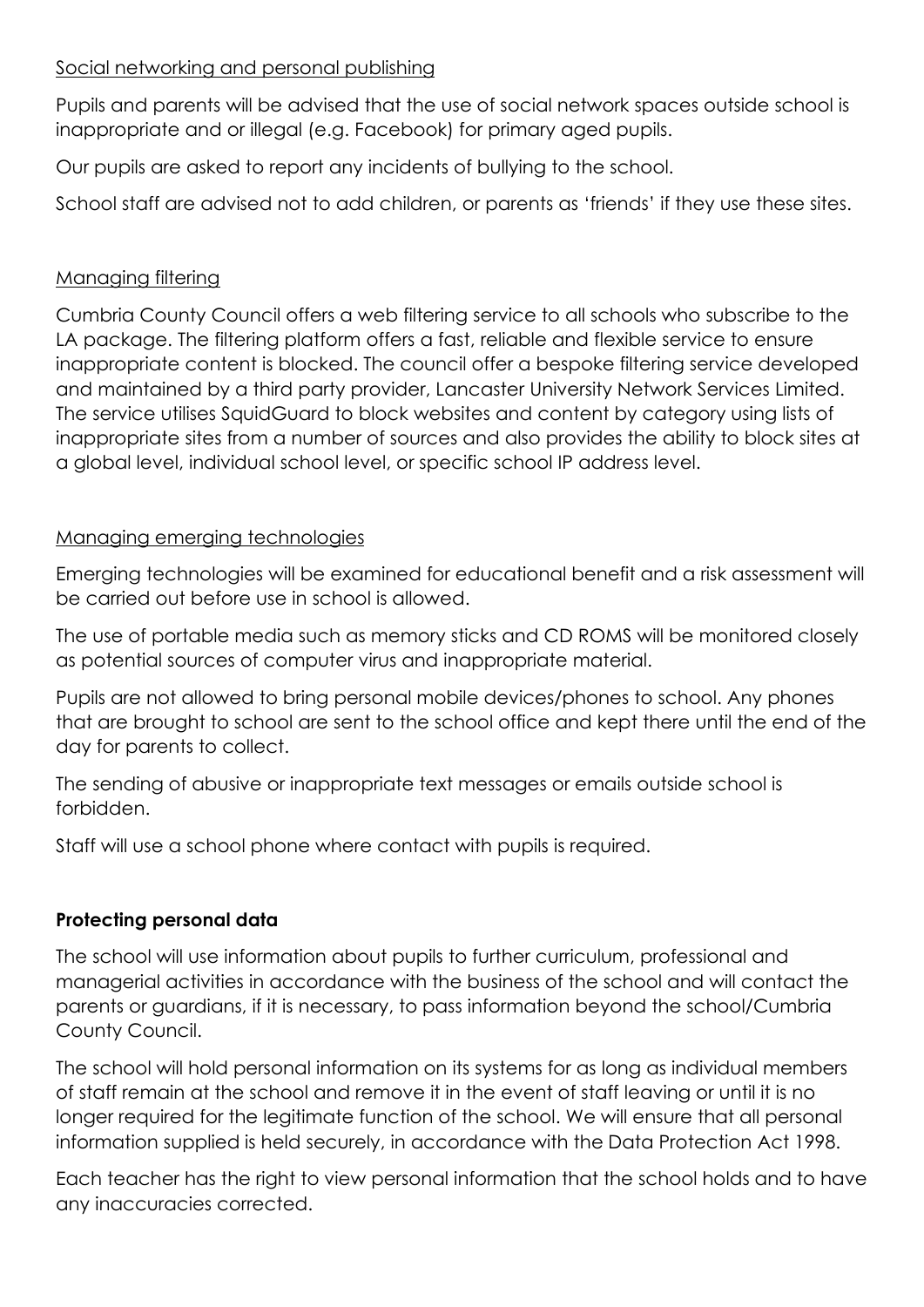Social networking and personal publishing

Pupils and parents will be advised that the use of social network spaces outside school is inappropriate and or illegal (e.g. Facebook) for primary aged pupils.

Our pupils are asked to report any incidents of bullying to the school.

School staff are advised not to add children, or parents as 'friends' if they use these sites.

Managing filtering

Cumbria County Council offers a web filtering service to all schools who subscribe to the LA package. The filtering platform offers a fast, reliable and flexible service to ensure inappropriate content is blocked. The council offer a bespoke filtering service developed and maintained by a third party provider, Lancaster University Network Services Limited. The service utilises SquidGuard to block websites and content by category using lists of inappropriate sites from a number of sources and also provides the ability to block sites at a global level, individual school level, or specific school IP address level.

Managing emerging technologies

Emerging technologies will be examined for educational benefit and a risk assessment will be carried out before use in school is allowed.

The use of portable media such as memory sticks and CD ROMS will be monitored closely as potential sources of computer virus and inappropriate material.

Pupils are not allowed to bring personal mobile devices/phones to school. Any phones that are brought to school are sent to the school office and kept there until the end of the day for parents to collect.

The sending of abusive or inappropriate text messages or emails outside school is forbidden.

Staff will use a school phone where contact with pupils is required.

**Protecting personal data**

The school will use information about pupils to further curriculum, professional and managerial activities in accordance with the business of the school and will contact the parents or guardians, if it is necessary, to pass information beyond the school/Cumbria County Council.

The school will hold personal information on its systems for as long as individual members of staff remain at the school and remove it in the event of staff leaving or until it is no longer required for the legitimate function of the school. We will ensure that all personal information supplied is held securely, in accordance with the Data Protection Act 1998.

Each teacher has the right to view personal information that the school holds and to have any inaccuracies corrected.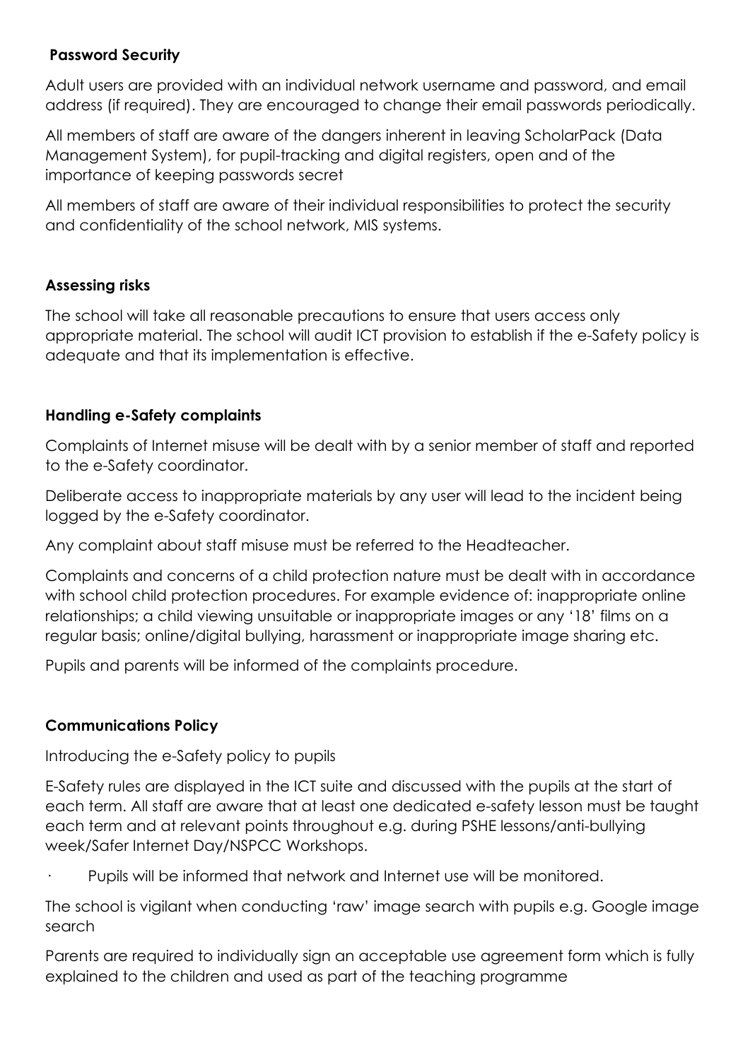**Password Security**

Adult users are provided with an individual network username and password, and email address (if required). They are encouraged to change their email passwords periodically.

All members of staff are aware of the dangers inherent in leaving ScholarPack (Data Management System), for pupil-tracking and digital registers, open and of the importance of keeping passwords secret

All members of staff are aware of their individual responsibilities to protect the security and confidentiality of the school network, MIS systems.

**Assessing risks**

The school will take all reasonable precautions to ensure that users access only appropriate material. The school will audit ICT provision to establish if the e-Safety policy is adequate and that its implementation is effective.

**Handling e-Safety complaints**

Complaints of Internet misuse will be dealt with by a senior member of staff and reported to the e-Safety coordinator.

Deliberate access to inappropriate materials by any user will lead to the incident being logged by the e-Safety coordinator.

Any complaint about staff misuse must be referred to the Headteacher.

Complaints and concerns of a child protection nature must be dealt with in accordance with school child protection procedures. For example evidence of: inappropriate online relationships; a child viewing unsuitable or inappropriate images or any '18' films on a regular basis; online/digital bullying, harassment or inappropriate image sharing etc.

Pupils and parents will be informed of the complaints procedure.

**Communications Policy**

Introducing the e-Safety policy to pupils

E-Safety rules are displayed in the ICT suite and discussed with the pupils at the start of each term. All staff are aware that at least one dedicated e-safety lesson must be taught each term and at relevant points throughout e.g. during PSHE lessons/anti-bullying week/Safer Internet Day/NSPCC Workshops.

- Pupils will be informed that network and Internet use will be monitored.

The school is vigilant when conducting 'raw' image search with pupils e.g. Google image search

Parents are required to individually sign an acceptable use agreement form which is fully explained to the children and used as part of the teaching programme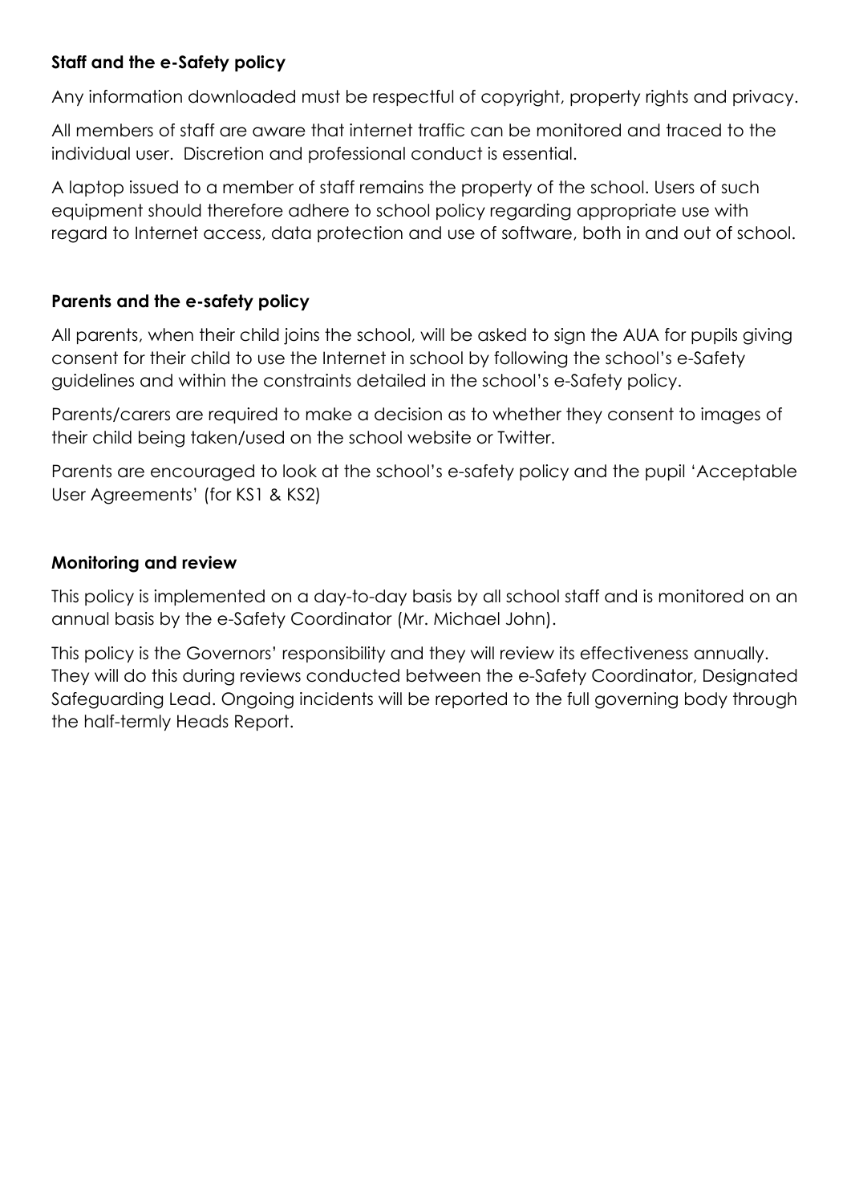**Staff and the e-Safety policy**

Any information downloaded must be respectful of copyright, property rights and privacy.

All members of staff are aware that internet traffic can be monitored and traced to the individual user. Discretion and professional conduct is essential.

A laptop issued to a member of staff remains the property of the school. Users of such equipment should therefore adhere to school policy regarding appropriate use with regard to Internet access, data protection and use of software, both in and out of school.

**Parents and the e-safety policy**

All parents, when their child joins the school, will be asked to sign the AUA for pupils giving consent for their child to use the Internet in school by following the school's e-Safety guidelines and within the constraints detailed in the school's e-Safety policy.

Parents/carers are required to make a decision as to whether they consent to images of their child being taken/used on the school website or Twitter.

Parents are encouraged to look at the school's e-safety policy and the pupil 'Acceptable User Agreements' (for KS1 & KS2)

**Monitoring and review**

This policy is implemented on a day-to-day basis by all school staff and is monitored on an annual basis by the e-Safety Coordinator (Mr. Michael John).

This policy is the Governors' responsibility and they will review its effectiveness annually. They will do this during reviews conducted between the e-Safety Coordinator, Designated Safeguarding Lead. Ongoing incidents will be reported to the full governing body through the half-termly Heads Report.